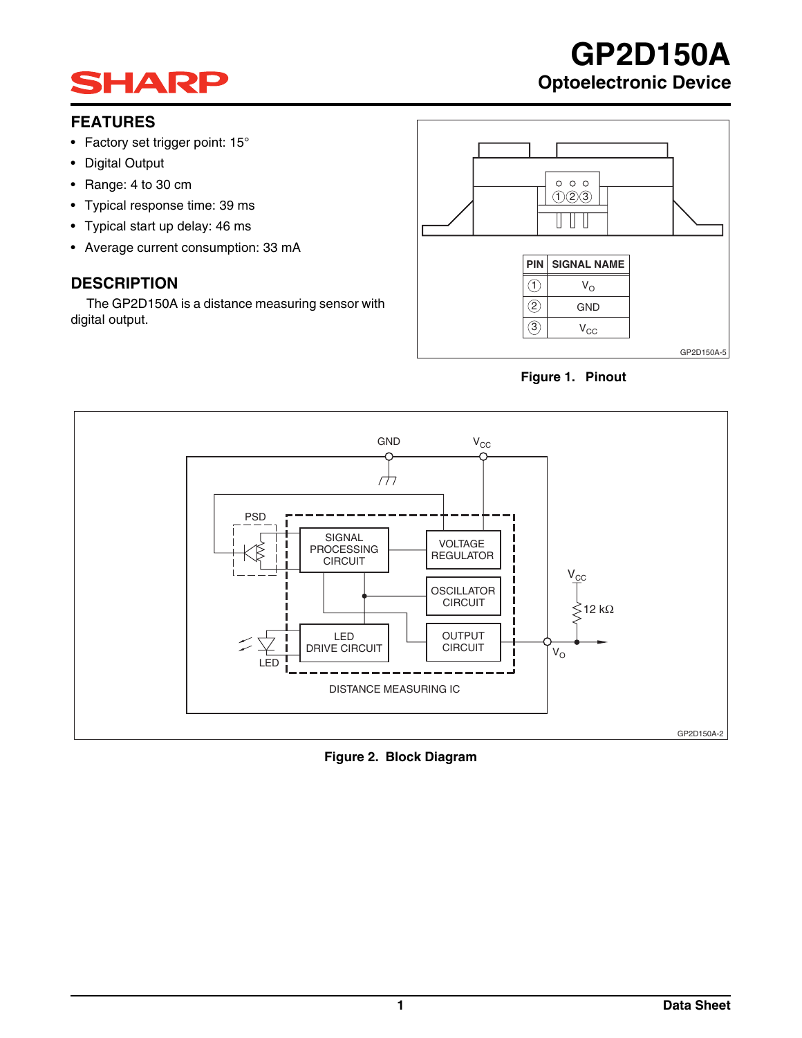# GP2D150A

## Optoelectronic Device

SHARP

## FEATURES

- Factory set trigger point: 15°
- Digital Output
- Range: 4 to 30 cm
- Typical response time: 39 ms
- Typical start up delay: 46 ms
- Average current consumption: 33 mA

## DESCRIPTION

The GP2D150A is a distance measuring sensor with digital output.

| PIN | SIGNAL NAME |
|---|---|
| ① | $V_O$ |
| ② | GND |
| ③ | $V_{CC}$ |

GP2D150A-5

**Figure 1. Pinout**

GP2D150A-2

**Figure 2. Block Diagram**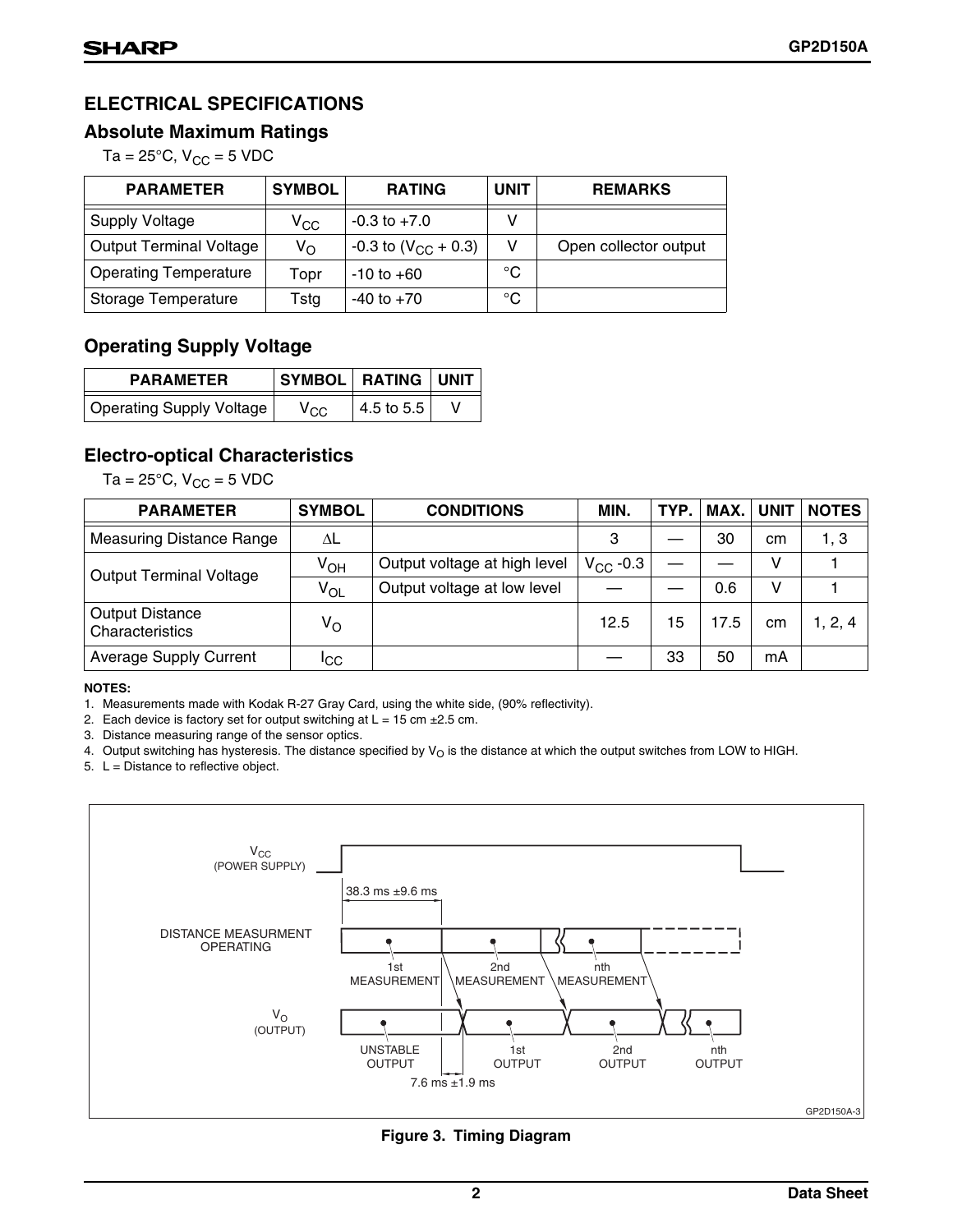## ELECTRICAL SPECIFICATIONS

### Absolute Maximum Ratings

$T_a = 25°C$, $V_{CC} = 5$ VDC

| PARAMETER | SYMBOL | RATING | UNIT | REMARKS |
|---|---|---|---|---|
| Supply Voltage | $V_{CC}$ | -0.3 to +7.0 | V | |
| Output Terminal Voltage | $V_O$ | -0.3 to ($V_{CC}$ + 0.3) | V | Open collector output |
| Operating Temperature | Topr | -10 to +60 | °C | |
| Storage Temperature | Tstg | -40 to +70 | °C | |

### Operating Supply Voltage

| PARAMETER | SYMBOL | RATING | UNIT |
|---|---|---|---|
| Operating Supply Voltage | $V_{CC}$ | 4.5 to 5.5 | V |

### Electro-optical Characteristics

$T_a = 25°C$, $V_{CC} = 5$ VDC

| PARAMETER | SYMBOL | CONDITIONS | MIN. | TYP. | MAX. | UNIT | NOTES |
|---|---|---|---|---|---|---|---|
| Measuring Distance Range | $\Delta L$ | | 3 | — | 30 | cm | 1, 3 |
| Output Terminal Voltage | $V_{OH}$ | Output voltage at high level | $V_{CC}$ -0.3 | — | — | V | 1 |
| | $V_{OL}$ | Output voltage at low level | — | — | 0.6 | V | 1 |
| Output Distance Characteristics | $V_O$ | | 12.5 | 15 | 17.5 | cm | 1, 2, 4 |
| Average Supply Current | $I_{CC}$ | | — | 33 | 50 | mA | |

**NOTES:**

1. Measurements made with Kodak R-27 Gray Card, using the white side, (90% reflectivity).
2. Each device is factory set for output switching at L = 15 cm ±2.5 cm.
3. Distance measuring range of the sensor optics.
4. Output switching has hysteresis. The distance specified by $V_O$ is the distance at which the output switches from LOW to HIGH.
5. L = Distance to reflective object.

$V_{CC}$ (POWER SUPPLY)

38.3 ms ±9.6 ms

DISTANCE MEASURMENT OPERATING

1st MEASUREMENT · 2nd MEASUREMENT · nth MEASUREMENT

$V_O$ (OUTPUT)

UNSTABLE OUTPUT · 1st OUTPUT · 2nd OUTPUT · nth OUTPUT

7.6 ms ±1.9 ms

GP2D150A-3

**Figure 3. Timing Diagram**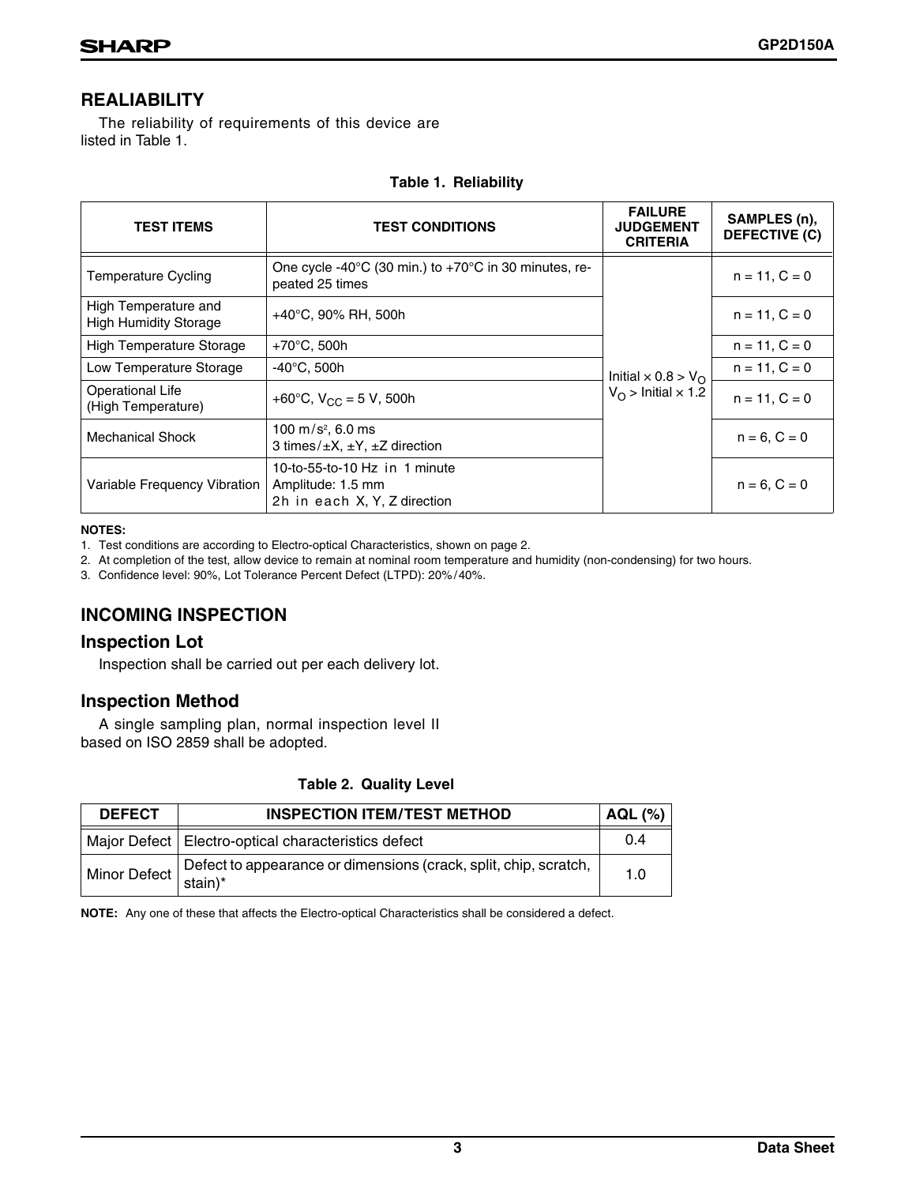## REALIABILITY

The reliability of requirements of this device are listed in Table 1.

**Table 1. Reliability**

| TEST ITEMS | TEST CONDITIONS | FAILURE JUDGEMENT CRITERIA | SAMPLES (n), DEFECTIVE (C) |
|---|---|---|---|
| Temperature Cycling | One cycle -40°C (30 min.) to +70°C in 30 minutes, repeated 25 times | Initial × 0.8 > $V_O$ $V_O$ > Initial × 1.2 | n = 11, C = 0 |
| High Temperature and High Humidity Storage | +40°C, 90% RH, 500h | | n = 11, C = 0 |
| High Temperature Storage | +70°C, 500h | | n = 11, C = 0 |
| Low Temperature Storage | -40°C, 500h | | n = 11, C = 0 |
| Operational Life (High Temperature) | +60°C, $V_{CC}$ = 5 V, 500h | | n = 11, C = 0 |
| Mechanical Shock | 100 m/s², 6.0 ms 3 times/±X, ±Y, ±Z direction | | n = 6, C = 0 |
| Variable Frequency Vibration | 10-to-55-to-10 Hz in 1 minute Amplitude: 1.5 mm 2h in each X, Y, Z direction | | n = 6, C = 0 |

**NOTES:**

1. Test conditions are according to Electro-optical Characteristics, shown on page 2.
2. At completion of the test, allow device to remain at nominal room temperature and humidity (non-condensing) for two hours.
3. Confidence level: 90%, Lot Tolerance Percent Defect (LTPD): 20%/40%.

## INCOMING INSPECTION

### Inspection Lot

Inspection shall be carried out per each delivery lot.

### Inspection Method

A single sampling plan, normal inspection level II based on ISO 2859 shall be adopted.

**Table 2. Quality Level**

| DEFECT | INSPECTION ITEM/TEST METHOD | AQL (%) |
|---|---|---|
| Major Defect | Electro-optical characteristics defect | 0.4 |
| Minor Defect | Defect to appearance or dimensions (crack, split, chip, scratch, stain)* | 1.0 |

**NOTE:** Any one of these that affects the Electro-optical Characteristics shall be considered a defect.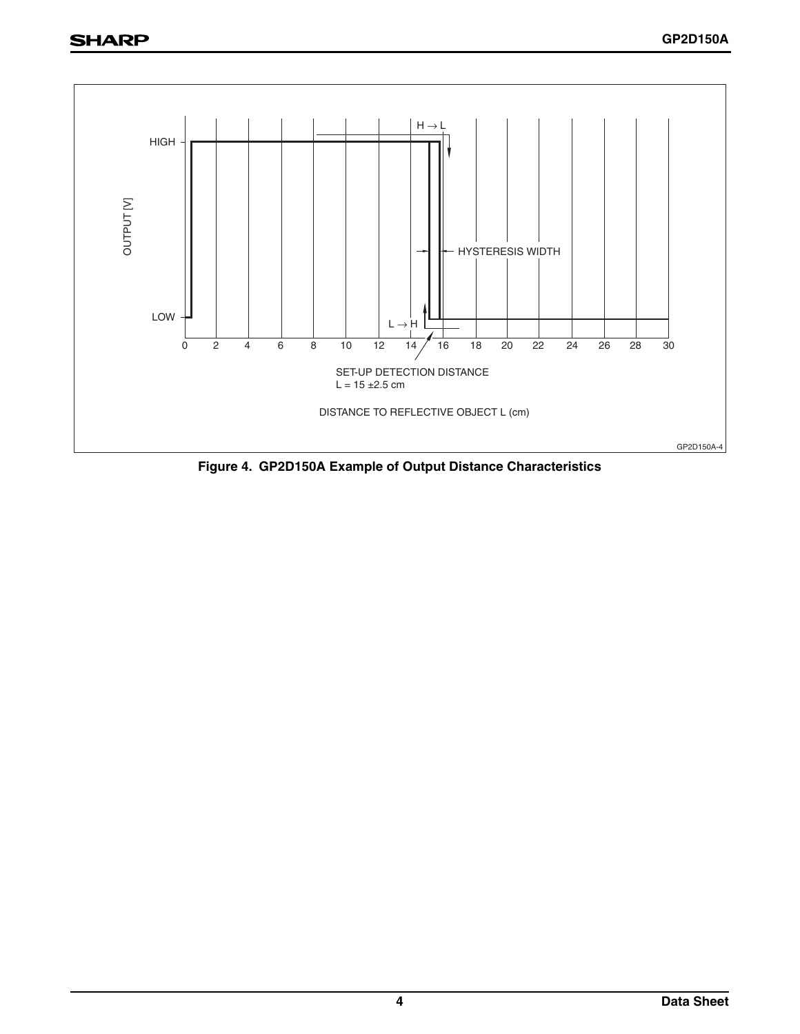Figure 4. GP2D150A Example of Output Distance Characteristics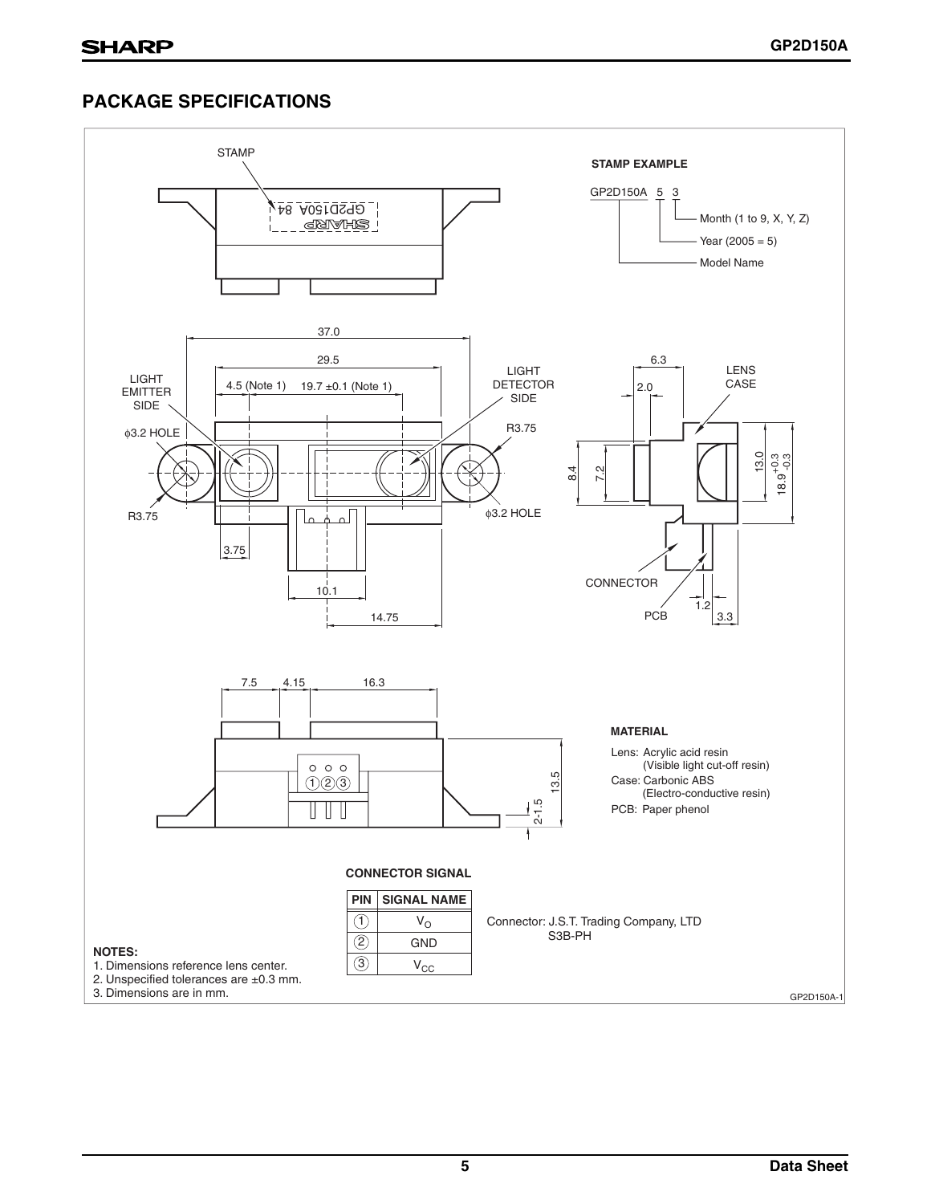## PACKAGE SPECIFICATIONS

STAMP

**STAMP EXAMPLE**

GP2D150A 5 3

- Month (1 to 9, X, Y, Z)
- Year (2005 = 5)
- Model Name

37.0

29.5

4.5 (Note 1) 19.7 ±0.1 (Note 1)

LIGHT EMITTER SIDE

LIGHT DETECTOR SIDE

ϕ3.2 HOLE

R3.75

R3.75

ϕ3.2 HOLE

3.75

10.1

14.75

6.3

2.0

LENS CASE

8.4

7.2

13.0

18.9 +0.3/-0.3

CONNECTOR

PCB

1.2

3.3

7.5 4.15 16.3

13.5

2-1.5

**MATERIAL**

Lens: Acrylic acid resin
(Visible light cut-off resin)

Case: Carbonic ABS
(Electro-conductive resin)

PCB: Paper phenol

**CONNECTOR SIGNAL**

| PIN | SIGNAL NAME |
|---|---|
| 1 | $V_O$ |
| 2 | GND |
| 3 | $V_{CC}$ |

Connector: J.S.T. Trading Company, LTD
S3B-PH

**NOTES:**

1. Dimensions reference lens center.
2. Unspecified tolerances are ±0.3 mm.
3. Dimensions are in mm.

GP2D150A-1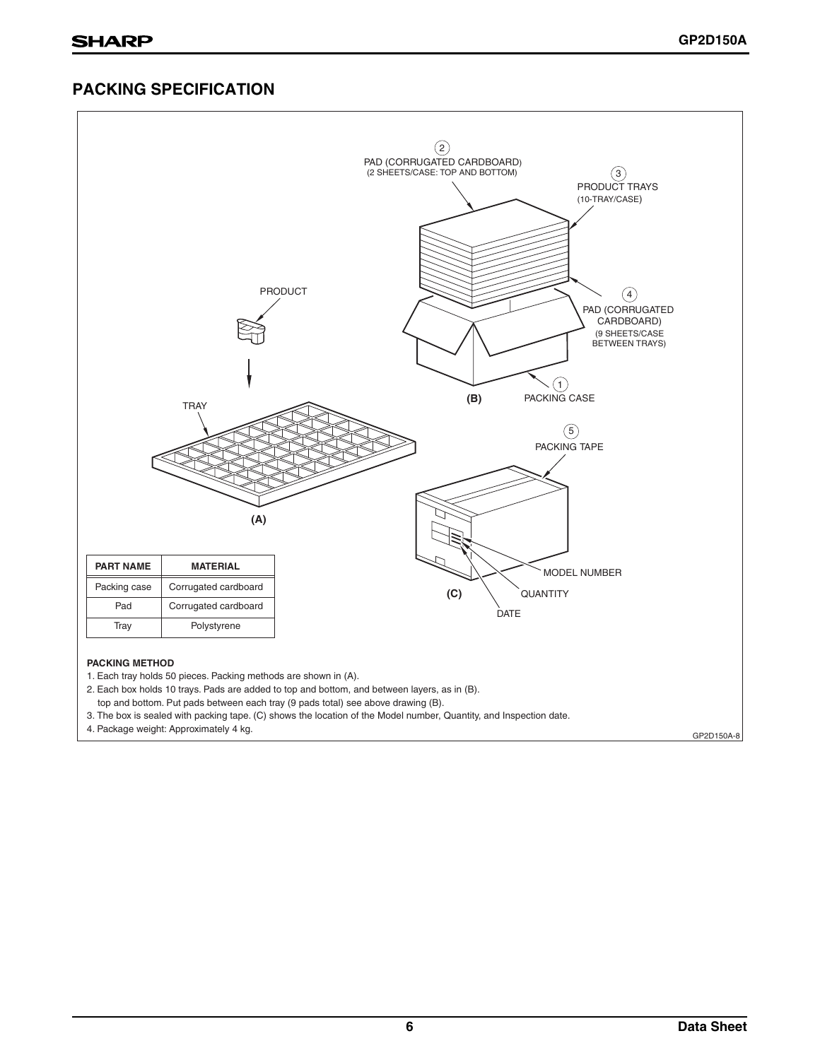## PACKING SPECIFICATION

| PART NAME | MATERIAL |
|---|---|
| Packing case | Corrugated cardboard |
| Pad | Corrugated cardboard |
| Tray | Polystyrene |

**PACKING METHOD**

1. Each tray holds 50 pieces. Packing methods are shown in (A).
2. Each box holds 10 trays. Pads are added to top and bottom, and between layers, as in (B).
   top and bottom. Put pads between each tray (9 pads total) see above drawing (B).
3. The box is sealed with packing tape. (C) shows the location of the Model number, Quantity, and Inspection date.
4. Package weight: Approximately 4 kg.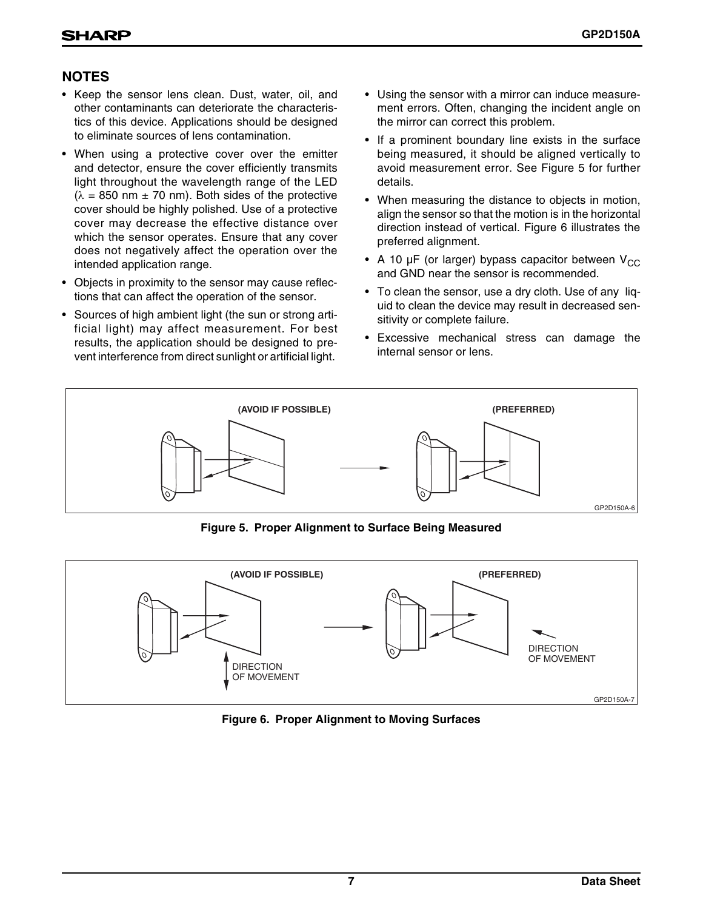## NOTES

- Keep the sensor lens clean. Dust, water, oil, and other contaminants can deteriorate the characteristics of this device. Applications should be designed to eliminate sources of lens contamination.
- When using a protective cover over the emitter and detector, ensure the cover efficiently transmits light throughout the wavelength range of the LED ($\lambda$ = 850 nm ± 70 nm). Both sides of the protective cover should be highly polished. Use of a protective cover may decrease the effective distance over which the sensor operates. Ensure that any cover does not negatively affect the operation over the intended application range.
- Objects in proximity to the sensor may cause reflections that can affect the operation of the sensor.
- Sources of high ambient light (the sun or strong artificial light) may affect measurement. For best results, the application should be designed to prevent interference from direct sunlight or artificial light.
- Using the sensor with a mirror can induce measurement errors. Often, changing the incident angle on the mirror can correct this problem.
- If a prominent boundary line exists in the surface being measured, it should be aligned vertically to avoid measurement error. See Figure 5 for further details.
- When measuring the distance to objects in motion, align the sensor so that the motion is in the horizontal direction instead of vertical. Figure 6 illustrates the preferred alignment.
- A 10 µF (or larger) bypass capacitor between $V_{CC}$ and GND near the sensor is recommended.
- To clean the sensor, use a dry cloth. Use of any liquid to clean the device may result in decreased sensitivity or complete failure.
- Excessive mechanical stress can damage the internal sensor or lens.

(AVOID IF POSSIBLE) (PREFERRED)

GP2D150A-6

**Figure 5. Proper Alignment to Surface Being Measured**

(AVOID IF POSSIBLE) (PREFERRED)

DIRECTION OF MOVEMENT

DIRECTION OF MOVEMENT

GP2D150A-7

**Figure 6. Proper Alignment to Moving Surfaces**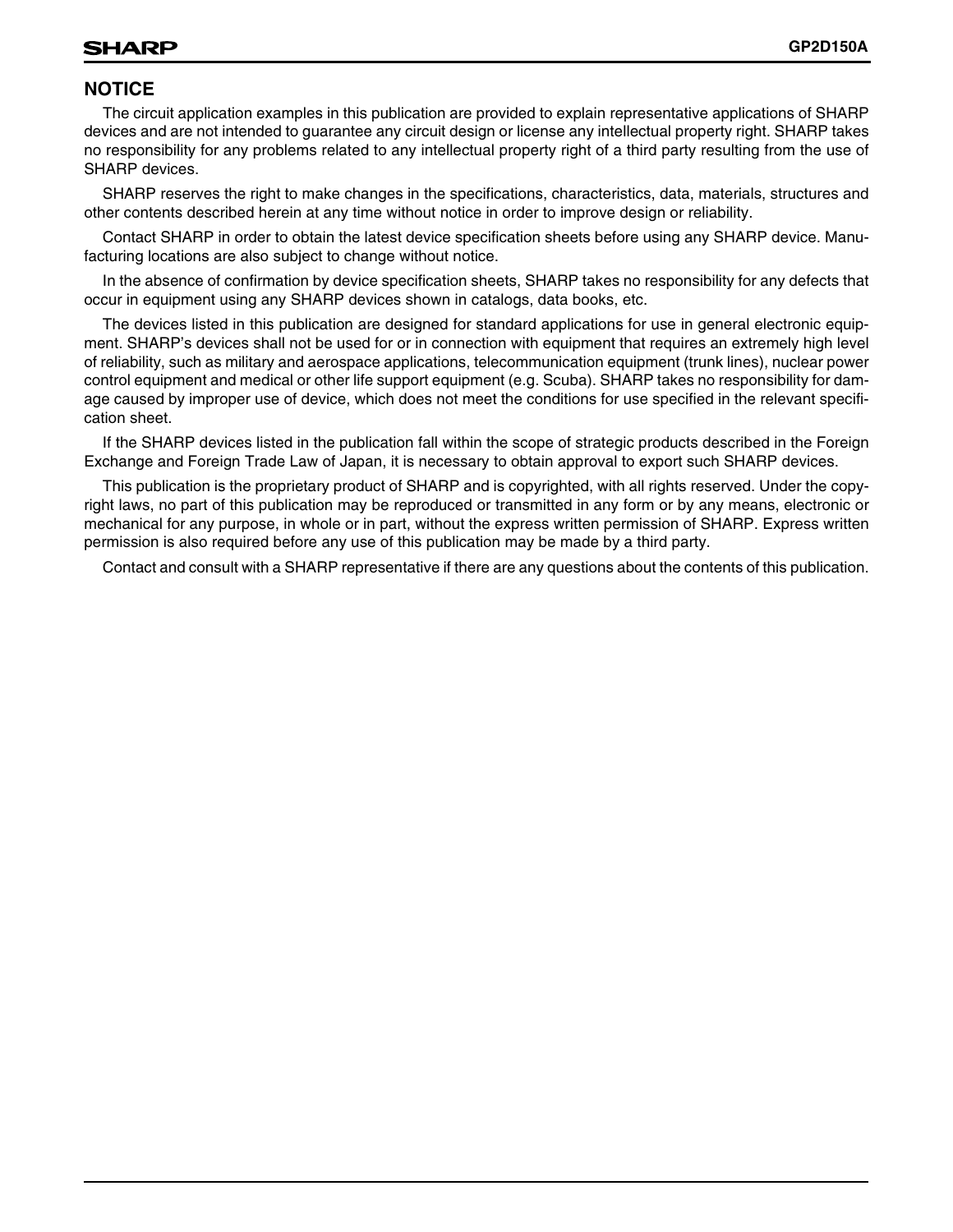## NOTICE

The circuit application examples in this publication are provided to explain representative applications of SHARP devices and are not intended to guarantee any circuit design or license any intellectual property right. SHARP takes no responsibility for any problems related to any intellectual property right of a third party resulting from the use of SHARP devices.

SHARP reserves the right to make changes in the specifications, characteristics, data, materials, structures and other contents described herein at any time without notice in order to improve design or reliability.

Contact SHARP in order to obtain the latest device specification sheets before using any SHARP device. Manufacturing locations are also subject to change without notice.

In the absence of confirmation by device specification sheets, SHARP takes no responsibility for any defects that occur in equipment using any SHARP devices shown in catalogs, data books, etc.

The devices listed in this publication are designed for standard applications for use in general electronic equipment. SHARP's devices shall not be used for or in connection with equipment that requires an extremely high level of reliability, such as military and aerospace applications, telecommunication equipment (trunk lines), nuclear power control equipment and medical or other life support equipment (e.g. Scuba). SHARP takes no responsibility for damage caused by improper use of device, which does not meet the conditions for use specified in the relevant specification sheet.

If the SHARP devices listed in the publication fall within the scope of strategic products described in the Foreign Exchange and Foreign Trade Law of Japan, it is necessary to obtain approval to export such SHARP devices.

This publication is the proprietary product of SHARP and is copyrighted, with all rights reserved. Under the copyright laws, no part of this publication may be reproduced or transmitted in any form or by any means, electronic or mechanical for any purpose, in whole or in part, without the express written permission of SHARP. Express written permission is also required before any use of this publication may be made by a third party.

Contact and consult with a SHARP representative if there are any questions about the contents of this publication.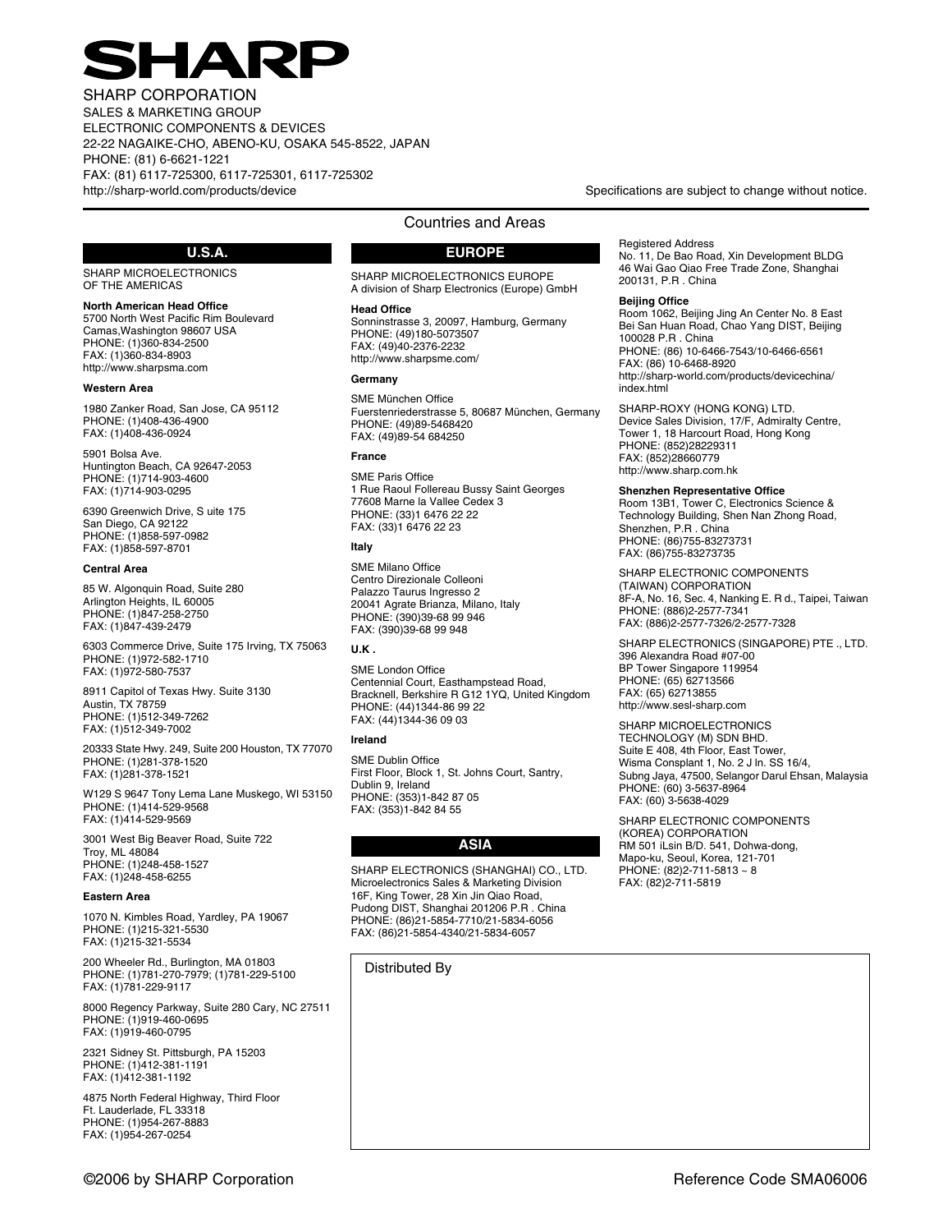# SHARP

SHARP CORPORATION
SALES & MARKETING GROUP
ELECTRONIC COMPONENTS & DEVICES
22-22 NAGAIKE-CHO, ABENO-KU, OSAKA 545-8522, JAPAN
PHONE: (81) 6-6621-1221
FAX: (81) 6117-725300, 6117-725301, 6117-725302
http://sharp-world.com/products/device

Specifications are subject to change without notice.

## Countries and Areas

### U.S.A.

SHARP MICROELECTRONICS
OF THE AMERICAS

**North American Head Office**
5700 North West Pacific Rim Boulevard
Camas,Washington 98607 USA
PHONE: (1)360-834-2500
FAX: (1)360-834-8903
http://www.sharpsma.com

**Western Area**

1980 Zanker Road, San Jose, CA 95112
PHONE: (1)408-436-4900
FAX: (1)408-436-0924

5901 Bolsa Ave.
Huntington Beach, CA 92647-2053
PHONE: (1)714-903-4600
FAX: (1)714-903-0295

6390 Greenwich Drive, S uite 175
San Diego, CA 92122
PHONE: (1)858-597-0982
FAX: (1)858-597-8701

**Central Area**

85 W. Algonquin Road, Suite 280
Arlington Heights, IL 60005
PHONE: (1)847-258-2750
FAX: (1)847-439-2479

6303 Commerce Drive, Suite 175 Irving, TX 75063
PHONE: (1)972-582-1710
FAX: (1)972-580-7537

8911 Capitol of Texas Hwy. Suite 3130
Austin, TX 78759
PHONE: (1)512-349-7262
FAX: (1)512-349-7002

20333 State Hwy. 249, Suite 200 Houston, TX 77070
PHONE: (1)281-378-1520
FAX: (1)281-378-1521

W129 S 9647 Tony Lema Lane Muskego, WI 53150
PHONE: (1)414-529-9568
FAX: (1)414-529-9569

3001 West Big Beaver Road, Suite 722
Troy, ML 48084
PHONE: (1)248-458-1527
FAX: (1)248-458-6255

**Eastern Area**

1070 N. Kimbles Road, Yardley, PA 19067
PHONE: (1)215-321-5530
FAX: (1)215-321-5534

200 Wheeler Rd., Burlington, MA 01803
PHONE: (1)781-270-7979; (1)781-229-5100
FAX: (1)781-229-9117

8000 Regency Parkway, Suite 280 Cary, NC 27511
PHONE: (1)919-460-0695
FAX: (1)919-460-0795

2321 Sidney St. Pittsburgh, PA 15203
PHONE: (1)412-381-1191
FAX: (1)412-381-1192

4875 North Federal Highway, Third Floor
Ft. Lauderlade, FL 33318
PHONE: (1)954-267-8883
FAX: (1)954-267-0254

### EUROPE

SHARP MICROELECTRONICS EUROPE
A division of Sharp Electronics (Europe) GmbH

**Head Office**
Sonninstrasse 3, 20097, Hamburg, Germany
PHONE: (49)180-5073507
FAX: (49)40-2376-2232
http://www.sharpsme.com/

**Germany**

SME München Office
Fuerstenriederstrasse 5, 80687 München, Germany
PHONE: (49)89-5468420
FAX: (49)89-54 684250

**France**

SME Paris Office
1 Rue Raoul Follereau Bussy Saint Georges
77608 Marne la Vallee Cedex 3
PHONE: (33)1 6476 22 22
FAX: (33)1 6476 22 23

**Italy**

SME Milano Office
Centro Direzionale Colleoni
Palazzo Taurus Ingresso 2
20041 Agrate Brianza, Milano, Italy
PHONE: (390)39-68 99 946
FAX: (390)39-68 99 948

**U.K .**

SME London Office
Centennial Court, Easthampstead Road,
Bracknell, Berkshire R G12 1YQ, United Kingdom
PHONE: (44)1344-86 99 22
FAX: (44)1344-36 09 03

**Ireland**

SME Dublin Office
First Floor, Block 1, St. Johns Court, Santry,
Dublin 9, Ireland
PHONE: (353)1-842 87 05
FAX: (353)1-842 84 55

### ASIA

SHARP ELECTRONICS (SHANGHAI) CO., LTD.
Microelectronics Sales & Marketing Division
16F, King Tower, 28 Xin Jin Qiao Road,
Pudong DIST, Shanghai 201206 P.R . China
PHONE: (86)21-5854-7710/21-5834-6056
FAX: (86)21-5854-4340/21-5834-6057

Registered Address
No. 11, De Bao Road, Xin Development BLDG
46 Wai Gao Qiao Free Trade Zone, Shanghai
200131, P.R . China

**Beijing Office**
Room 1062, Beijing Jing An Center No. 8 East
Bei San Huan Road, Chao Yang DIST, Beijing
100028 P.R . China
PHONE: (86) 10-6466-7543/10-6466-6561
FAX: (86) 10-6468-8920
http://sharp-world.com/products/devicechina/index.html

SHARP-ROXY (HONG KONG) LTD.
Device Sales Division, 17/F, Admiralty Centre,
Tower 1, 18 Harcourt Road, Hong Kong
PHONE: (852)28229311
FAX: (852)28660779
http://www.sharp.com.hk

**Shenzhen Representative Office**
Room 13B1, Tower C, Electronics Science &
Technology Building, Shen Nan Zhong Road,
Shenzhen, P.R . China
PHONE: (86)755-83273731
FAX: (86)755-83273735

SHARP ELECTRONIC COMPONENTS
(TAIWAN) CORPORATION
8F-A, No. 16, Sec. 4, Nanking E. R d., Taipei, Taiwan
PHONE: (886)2-2577-7341
FAX: (886)2-2577-7326/2-2577-7328

SHARP ELECTRONICS (SINGAPORE) PTE ., LTD.
396 Alexandra Road #07-00
BP Tower Singapore 119954
PHONE: (65) 62713566
FAX: (65) 62713855
http://www.sesl-sharp.com

SHARP MICROELECTRONICS
TECHNOLOGY (M) SDN BHD.
Suite E 408, 4th Floor, East Tower,
Wisma Consplant 1, No. 2 J ln. SS 16/4,
Subng Jaya, 47500, Selangor Darul Ehsan, Malaysia
PHONE: (60) 3-5637-8964
FAX: (60) 3-5638-4029

SHARP ELECTRONIC COMPONENTS
(KOREA) CORPORATION
RM 501 iLsin B/D. 541, Dohwa-dong,
Mapo-ku, Seoul, Korea, 121-701
PHONE: (82)2-711-5813 ~ 8
FAX: (82)2-711-5819

Distributed By

©2006 by SHARP Corporation

Reference Code SMA06006